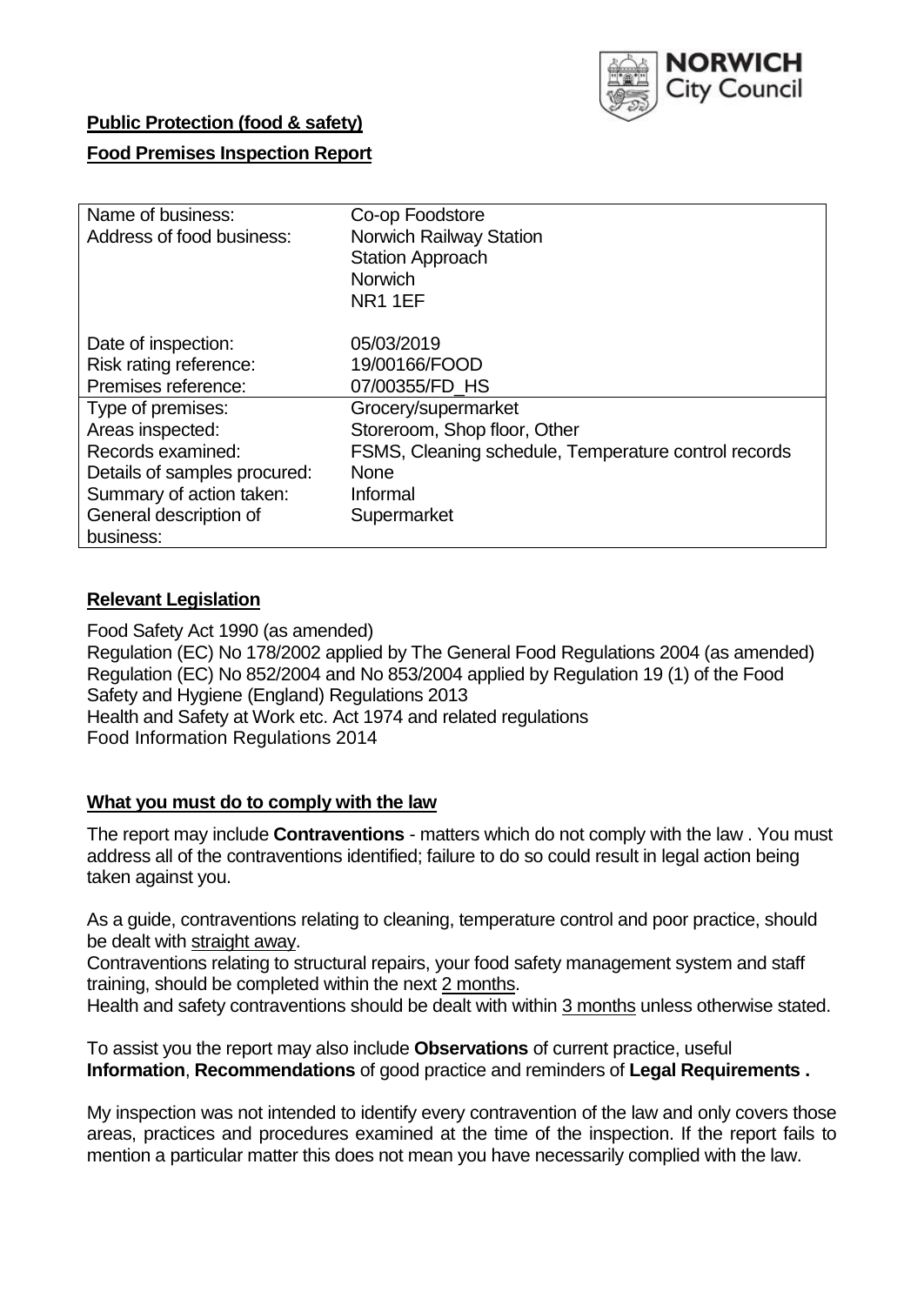**Public Protection (food & safety)**

**Food Premises Inspection Report**

| Name of business: | Co-op Foodstore |
|---|---|
| Address of food business: | Norwich Railway Station<br>Station Approach<br>Norwich<br>NR1 1EF |
| Date of inspection: | 05/03/2019 |
| Risk rating reference: | 19/00166/FOOD |
| Premises reference: | 07/00355/FD_HS |
| Type of premises: | Grocery/supermarket |
| Areas inspected: | Storeroom, Shop floor, Other |
| Records examined: | FSMS, Cleaning schedule, Temperature control records |
| Details of samples procured: | None |
| Summary of action taken: | Informal |
| General description of business: | Supermarket |

## Relevant Legislation

Food Safety Act 1990 (as amended)
Regulation (EC) No 178/2002 applied by The General Food Regulations 2004 (as amended)
Regulation (EC) No 852/2004 and No 853/2004 applied by Regulation 19 (1) of the Food Safety and Hygiene (England) Regulations 2013
Health and Safety at Work etc. Act 1974 and related regulations
Food Information Regulations 2014

## What you must do to comply with the law

The report may include **Contraventions** - matters which do not comply with the law . You must address all of the contraventions identified; failure to do so could result in legal action being taken against you.

As a guide, contraventions relating to cleaning, temperature control and poor practice, should be dealt with straight away.

Contraventions relating to structural repairs, your food safety management system and staff training, should be completed within the next 2 months.

Health and safety contraventions should be dealt with within 3 months unless otherwise stated.

To assist you the report may also include **Observations** of current practice, useful **Information**, **Recommendations** of good practice and reminders of **Legal Requirements .**

My inspection was not intended to identify every contravention of the law and only covers those areas, practices and procedures examined at the time of the inspection. If the report fails to mention a particular matter this does not mean you have necessarily complied with the law.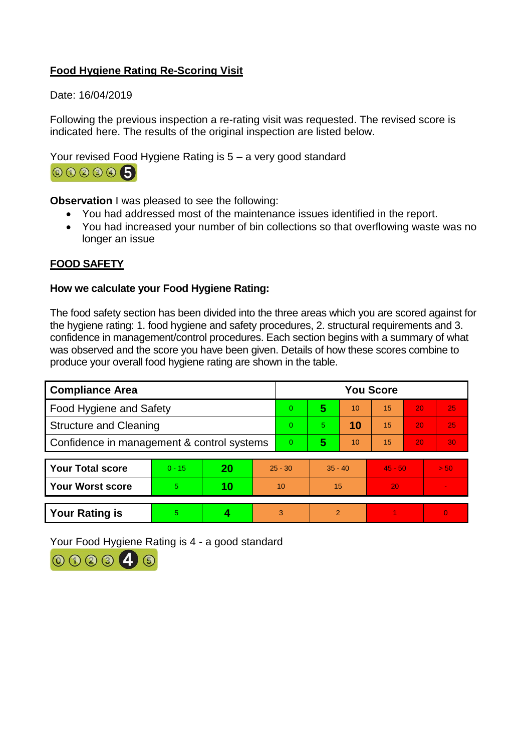**Food Hygiene Rating Re-Scoring Visit**

Date: 16/04/2019

Following the previous inspection a re-rating visit was requested. The revised score is indicated here. The results of the original inspection are listed below.

Your revised Food Hygiene Rating is 5 – a very good standard

0 1 2 3 4 **5**

**Observation** I was pleased to see the following:

- You had addressed most of the maintenance issues identified in the report.
- You had increased your number of bin collections so that overflowing waste was no longer an issue

**FOOD SAFETY**

**How we calculate your Food Hygiene Rating:**

The food safety section has been divided into the three areas which you are scored against for the hygiene rating: 1. food hygiene and safety procedures, 2. structural requirements and 3. confidence in management/control procedures. Each section begins with a summary of what was observed and the score you have been given. Details of how these scores combine to produce your overall food hygiene rating are shown in the table.

| Compliance Area | You Score | | | | | |
|---|---|---|---|---|---|---|
| Food Hygiene and Safety | 0 | **5** | 10 | 15 | 20 | 25 |
| Structural and Cleaning | 0 | 5 | **10** | 15 | 20 | 25 |
| Confidence in management & control systems | 0 | **5** | 10 | 15 | 20 | 30 |

| | | | | | | |
|---|---|---|---|---|---|---|
| **Your Total score** | 0 - 15 | **20** | 25 - 30 | 35 - 40 | 45 - 50 | > 50 |
| **Your Worst score** | 5 | **10** | 10 | 15 | 20 | - |
| **Your Rating is** | 5 | **4** | 3 | 2 | 1 | 0 |

Your Food Hygiene Rating is 4 - a good standard

0 1 2 3 **4** 5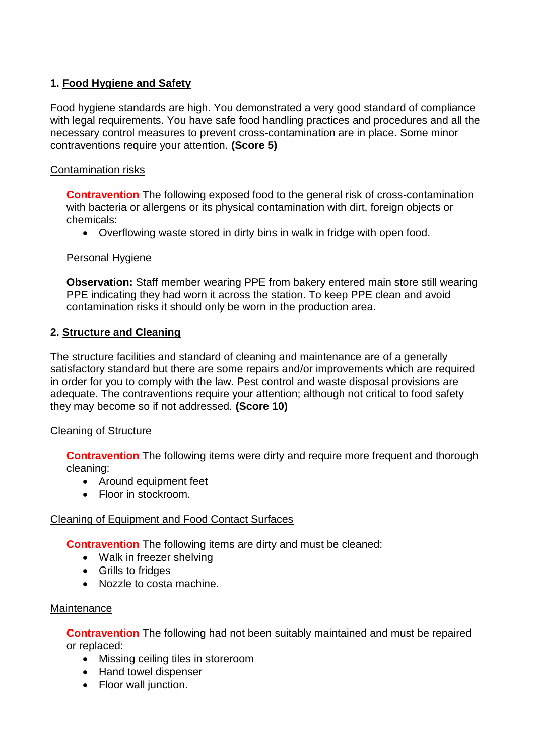## 1. Food Hygiene and Safety

Food hygiene standards are high. You demonstrated a very good standard of compliance with legal requirements. You have safe food handling practices and procedures and all the necessary control measures to prevent cross-contamination are in place. Some minor contraventions require your attention. **(Score 5)**

### Contamination risks

**Contravention** The following exposed food to the general risk of cross-contamination with bacteria or allergens or its physical contamination with dirt, foreign objects or chemicals:

- Overflowing waste stored in dirty bins in walk in fridge with open food.

### Personal Hygiene

**Observation:** Staff member wearing PPE from bakery entered main store still wearing PPE indicating they had worn it across the station. To keep PPE clean and avoid contamination risks it should only be worn in the production area.

## 2. Structure and Cleaning

The structure facilities and standard of cleaning and maintenance are of a generally satisfactory standard but there are some repairs and/or improvements which are required in order for you to comply with the law. Pest control and waste disposal provisions are adequate. The contraventions require your attention; although not critical to food safety they may become so if not addressed. **(Score 10)**

### Cleaning of Structure

**Contravention** The following items were dirty and require more frequent and thorough cleaning:

- Around equipment feet
- Floor in stockroom.

### Cleaning of Equipment and Food Contact Surfaces

**Contravention** The following items are dirty and must be cleaned:

- Walk in freezer shelving
- Grills to fridges
- Nozzle to costa machine.

### Maintenance

**Contravention** The following had not been suitably maintained and must be repaired or replaced:

- Missing ceiling tiles in storeroom
- Hand towel dispenser
- Floor wall junction.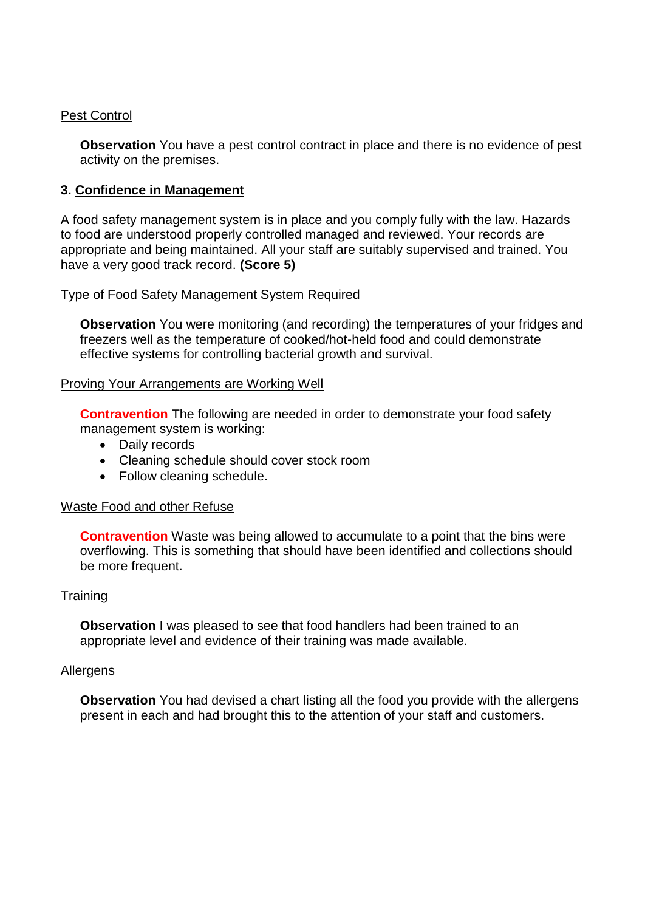Pest Control

**Observation** You have a pest control contract in place and there is no evidence of pest activity on the premises.

## 3. Confidence in Management

A food safety management system is in place and you comply fully with the law. Hazards to food are understood properly controlled managed and reviewed. Your records are appropriate and being maintained. All your staff are suitably supervised and trained. You have a very good track record. **(Score 5)**

Type of Food Safety Management System Required

**Observation** You were monitoring (and recording) the temperatures of your fridges and freezers well as the temperature of cooked/hot-held food and could demonstrate effective systems for controlling bacterial growth and survival.

Proving Your Arrangements are Working Well

**Contravention** The following are needed in order to demonstrate your food safety management system is working:

- Daily records
- Cleaning schedule should cover stock room
- Follow cleaning schedule.

Waste Food and other Refuse

**Contravention** Waste was being allowed to accumulate to a point that the bins were overflowing. This is something that should have been identified and collections should be more frequent.

Training

**Observation** I was pleased to see that food handlers had been trained to an appropriate level and evidence of their training was made available.

Allergens

**Observation** You had devised a chart listing all the food you provide with the allergens present in each and had brought this to the attention of your staff and customers.